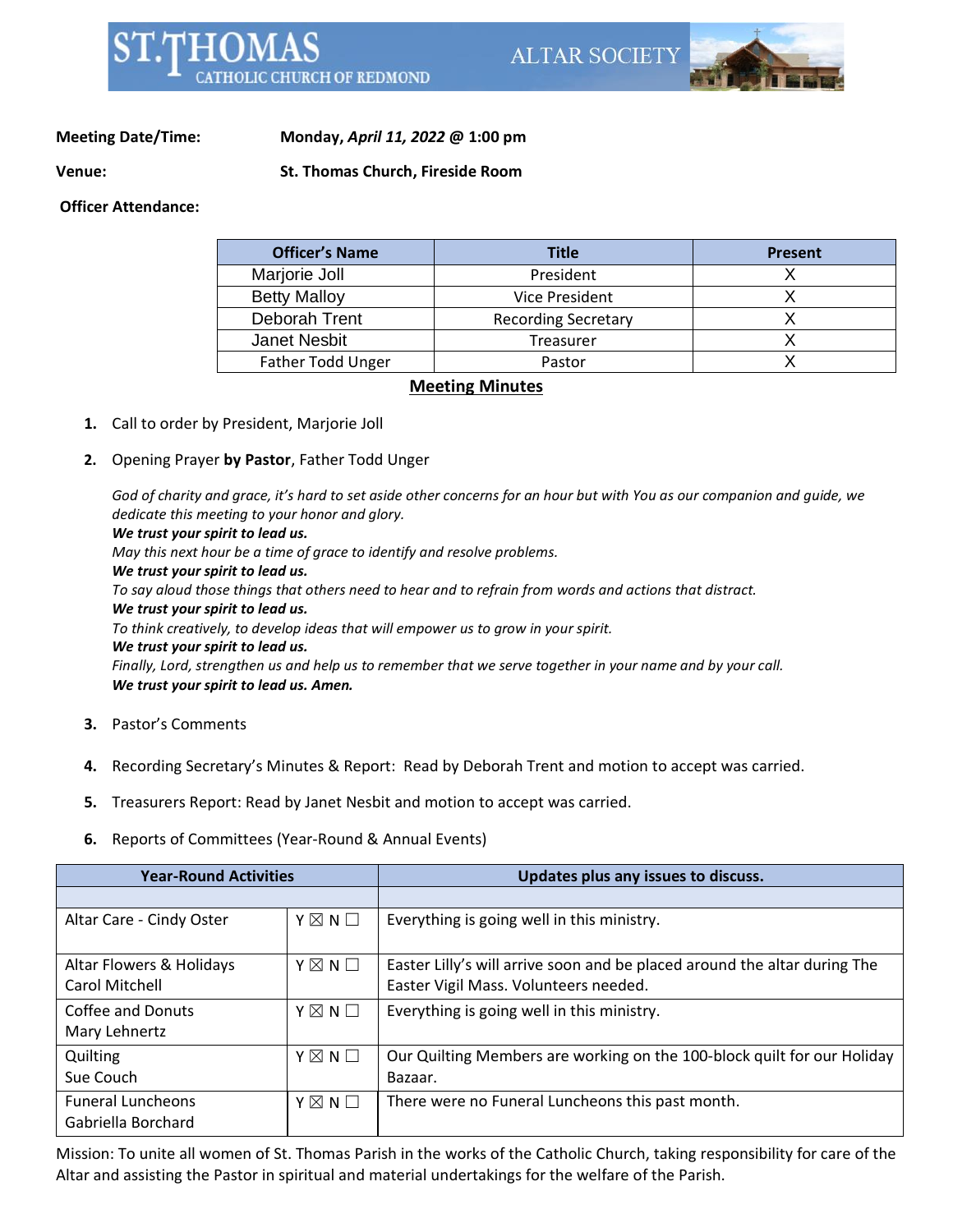# ST. THOMAS CATHOLIC CHURCH OF REDMOND

## ALTAR SOCIETY

**Meeting Date/Time:** **Monday, *April 11, 2022* @ 1:00 pm**

**Venue:** **St. Thomas Church, Fireside Room**

**Officer Attendance:**

| Officer's Name | Title | Present |
|---|---|---|
| Marjorie Joll | President | X |
| Betty Malloy | Vice President | X |
| Deborah Trent | Recording Secretary | X |
| Janet Nesbit | Treasurer | X |
| Father Todd Unger | Pastor | X |

## Meeting Minutes

1. Call to order by President, Marjorie Joll
2. Opening Prayer **by Pastor**, Father Todd Unger

   *God of charity and grace, it's hard to set aside other concerns for an hour but with You as our companion and guide, we dedicate this meeting to your honor and glory.*
   ***We trust your spirit to lead us.***
   *May this next hour be a time of grace to identify and resolve problems.*
   ***We trust your spirit to lead us.***
   *To say aloud those things that others need to hear and to refrain from words and actions that distract.*
   ***We trust your spirit to lead us.***
   *To think creatively, to develop ideas that will empower us to grow in your spirit.*
   ***We trust your spirit to lead us.***
   *Finally, Lord, strengthen us and help us to remember that we serve together in your name and by your call.*
   ***We trust your spirit to lead us. Amen.***

3. Pastor's Comments
4. Recording Secretary's Minutes & Report: Read by Deborah Trent and motion to accept was carried.
5. Treasurers Report: Read by Janet Nesbit and motion to accept was carried.
6. Reports of Committees (Year-Round & Annual Events)

| Year-Round Activities | | Updates plus any issues to discuss. |
|---|---|---|
| | | |
| Altar Care - Cindy Oster | Y ☒ N ☐ | Everything is going well in this ministry. |
| Altar Flowers & Holidays Carol Mitchell | Y ☒ N ☐ | Easter Lilly's will arrive soon and be placed around the altar during The Easter Vigil Mass. Volunteers needed. |
| Coffee and Donuts Mary Lehnertz | Y ☒ N ☐ | Everything is going well in this ministry. |
| Quilting Sue Couch | Y ☒ N ☐ | Our Quilting Members are working on the 100-block quilt for our Holiday Bazaar. |
| Funeral Luncheons Gabriella Borchard | Y ☒ N ☐ | There were no Funeral Luncheons this past month. |

Mission: To unite all women of St. Thomas Parish in the works of the Catholic Church, taking responsibility for care of the Altar and assisting the Pastor in spiritual and material undertakings for the welfare of the Parish.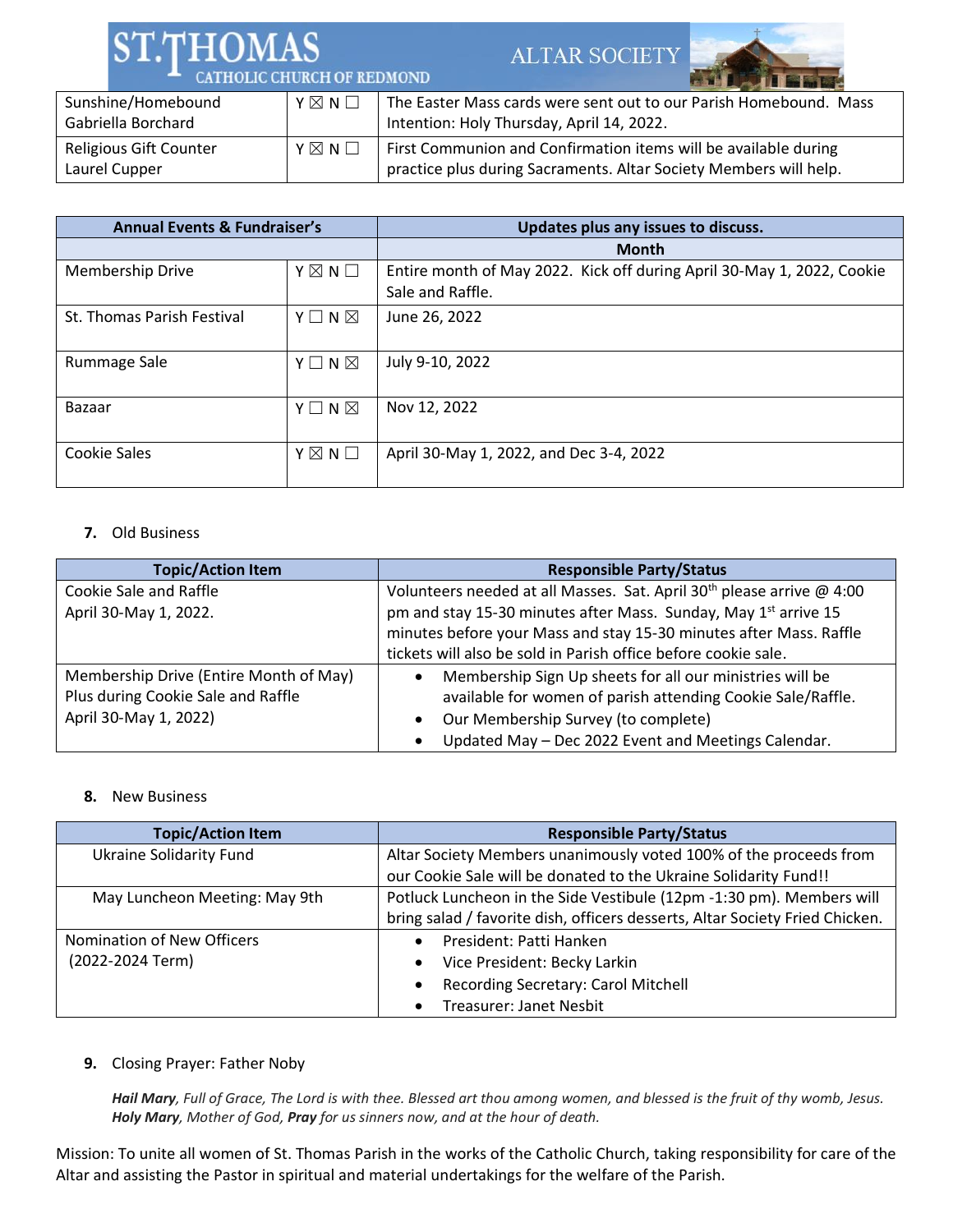| | | |
|---|---|---|
| Sunshine/Homebound<br>Gabriella Borchard | Y ☒ N ☐ | The Easter Mass cards were sent out to our Parish Homebound. Mass Intention: Holy Thursday, April 14, 2022. |
| Religious Gift Counter<br>Laurel Cupper | Y ☒ N ☐ | First Communion and Confirmation items will be available during practice plus during Sacraments. Altar Society Members will help. |

| Annual Events & Fundraiser's | | Updates plus any issues to discuss. |
|---|---|---|
| | | Month |
| Membership Drive | Y ☒ N ☐ | Entire month of May 2022. Kick off during April 30-May 1, 2022, Cookie Sale and Raffle. |
| St. Thomas Parish Festival | Y ☐ N ☒ | June 26, 2022 |
| Rummage Sale | Y ☐ N ☒ | July 9-10, 2022 |
| Bazaar | Y ☐ N ☒ | Nov 12, 2022 |
| Cookie Sales | Y ☒ N ☐ | April 30-May 1, 2022, and Dec 3-4, 2022 |

**7.** Old Business

| Topic/Action Item | Responsible Party/Status |
|---|---|
| Cookie Sale and Raffle<br>April 30-May 1, 2022. | Volunteers needed at all Masses. Sat. April 30th please arrive @ 4:00 pm and stay 15-30 minutes after Mass. Sunday, May 1st arrive 15 minutes before your Mass and stay 15-30 minutes after Mass. Raffle tickets will also be sold in Parish office before cookie sale. |
| Membership Drive (Entire Month of May) Plus during Cookie Sale and Raffle April 30-May 1, 2022) | • Membership Sign Up sheets for all our ministries will be available for women of parish attending Cookie Sale/Raffle.<br>• Our Membership Survey (to complete)<br>• Updated May – Dec 2022 Event and Meetings Calendar. |

**8.** New Business

| Topic/Action Item | Responsible Party/Status |
|---|---|
| Ukraine Solidarity Fund | Altar Society Members unanimously voted 100% of the proceeds from our Cookie Sale will be donated to the Ukraine Solidarity Fund!! |
| May Luncheon Meeting: May 9th | Potluck Luncheon in the Side Vestibule (12pm -1:30 pm). Members will bring salad / favorite dish, officers desserts, Altar Society Fried Chicken. |
| Nomination of New Officers<br>(2022-2024 Term) | • President: Patti Hanken<br>• Vice President: Becky Larkin<br>• Recording Secretary: Carol Mitchell<br>• Treasurer: Janet Nesbit |

**9.** Closing Prayer: Father Noby

***Hail Mary**, Full of Grace, The Lord is with thee. Blessed art thou among women, and blessed is the fruit of thy womb, Jesus. **Holy Mary**, Mother of God, **Pray** for us sinners now, and at the hour of death.*

Mission: To unite all women of St. Thomas Parish in the works of the Catholic Church, taking responsibility for care of the Altar and assisting the Pastor in spiritual and material undertakings for the welfare of the Parish.